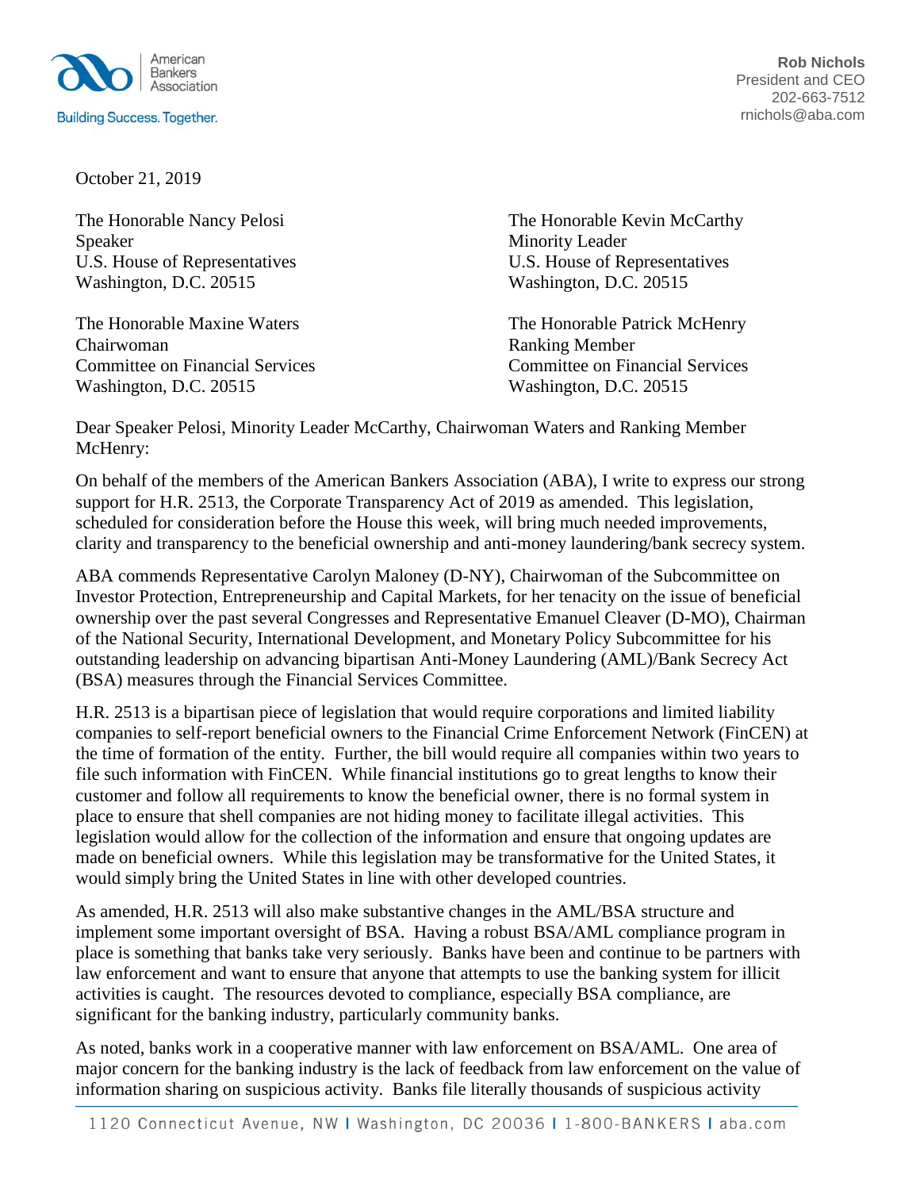American Bankers Association

Building Success. Together.

**Rob Nichols**
President and CEO
202-663-7512
rnichols@aba.com

October 21, 2019

The Honorable Nancy Pelosi
Speaker
U.S. House of Representatives
Washington, D.C. 20515

The Honorable Kevin McCarthy
Minority Leader
U.S. House of Representatives
Washington, D.C. 20515

The Honorable Maxine Waters
Chairwoman
Committee on Financial Services
Washington, D.C. 20515

The Honorable Patrick McHenry
Ranking Member
Committee on Financial Services
Washington, D.C. 20515

Dear Speaker Pelosi, Minority Leader McCarthy, Chairwoman Waters and Ranking Member McHenry:

On behalf of the members of the American Bankers Association (ABA), I write to express our strong support for H.R. 2513, the Corporate Transparency Act of 2019 as amended. This legislation, scheduled for consideration before the House this week, will bring much needed improvements, clarity and transparency to the beneficial ownership and anti-money laundering/bank secrecy system.

ABA commends Representative Carolyn Maloney (D-NY), Chairwoman of the Subcommittee on Investor Protection, Entrepreneurship and Capital Markets, for her tenacity on the issue of beneficial ownership over the past several Congresses and Representative Emanuel Cleaver (D-MO), Chairman of the National Security, International Development, and Monetary Policy Subcommittee for his outstanding leadership on advancing bipartisan Anti-Money Laundering (AML)/Bank Secrecy Act (BSA) measures through the Financial Services Committee.

H.R. 2513 is a bipartisan piece of legislation that would require corporations and limited liability companies to self-report beneficial owners to the Financial Crime Enforcement Network (FinCEN) at the time of formation of the entity. Further, the bill would require all companies within two years to file such information with FinCEN. While financial institutions go to great lengths to know their customer and follow all requirements to know the beneficial owner, there is no formal system in place to ensure that shell companies are not hiding money to facilitate illegal activities. This legislation would allow for the collection of the information and ensure that ongoing updates are made on beneficial owners. While this legislation may be transformative for the United States, it would simply bring the United States in line with other developed countries.

As amended, H.R. 2513 will also make substantive changes in the AML/BSA structure and implement some important oversight of BSA. Having a robust BSA/AML compliance program in place is something that banks take very seriously. Banks have been and continue to be partners with law enforcement and want to ensure that anyone that attempts to use the banking system for illicit activities is caught. The resources devoted to compliance, especially BSA compliance, are significant for the banking industry, particularly community banks.

As noted, banks work in a cooperative manner with law enforcement on BSA/AML. One area of major concern for the banking industry is the lack of feedback from law enforcement on the value of information sharing on suspicious activity. Banks file literally thousands of suspicious activity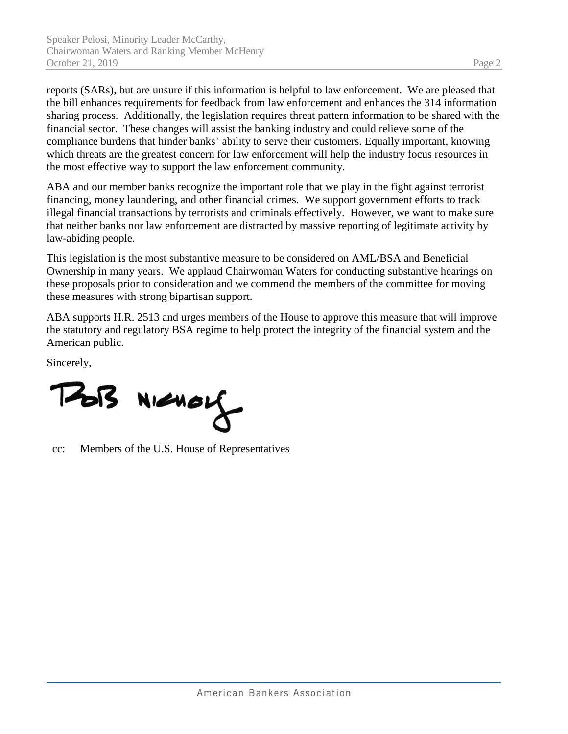reports (SARs), but are unsure if this information is helpful to law enforcement. We are pleased that the bill enhances requirements for feedback from law enforcement and enhances the 314 information sharing process. Additionally, the legislation requires threat pattern information to be shared with the financial sector. These changes will assist the banking industry and could relieve some of the compliance burdens that hinder banks' ability to serve their customers. Equally important, knowing which threats are the greatest concern for law enforcement will help the industry focus resources in the most effective way to support the law enforcement community.

ABA and our member banks recognize the important role that we play in the fight against terrorist financing, money laundering, and other financial crimes. We support government efforts to track illegal financial transactions by terrorists and criminals effectively. However, we want to make sure that neither banks nor law enforcement are distracted by massive reporting of legitimate activity by law-abiding people.

This legislation is the most substantive measure to be considered on AML/BSA and Beneficial Ownership in many years. We applaud Chairwoman Waters for conducting substantive hearings on these proposals prior to consideration and we commend the members of the committee for moving these measures with strong bipartisan support.

ABA supports H.R. 2513 and urges members of the House to approve this measure that will improve the statutory and regulatory BSA regime to help protect the integrity of the financial system and the American public.

Sincerely,

Bob Nichols

cc: Members of the U.S. House of Representatives